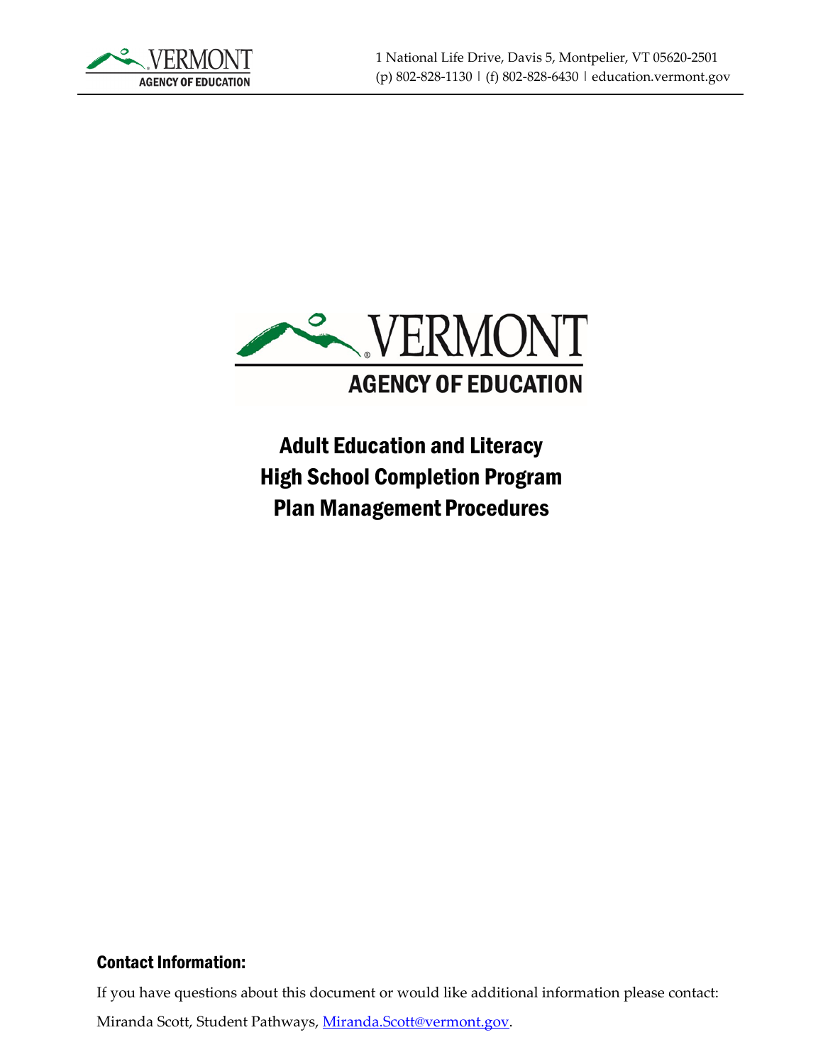1 National Life Drive, Davis 5, Montpelier, VT 05620-2501
(p) 802-828-1130 | (f) 802-828-6430 | education.vermont.gov

# Adult Education and Literacy High School Completion Program Plan Management Procedures

## Contact Information:

If you have questions about this document or would like additional information please contact:

Miranda Scott, Student Pathways, Miranda.Scott@vermont.gov.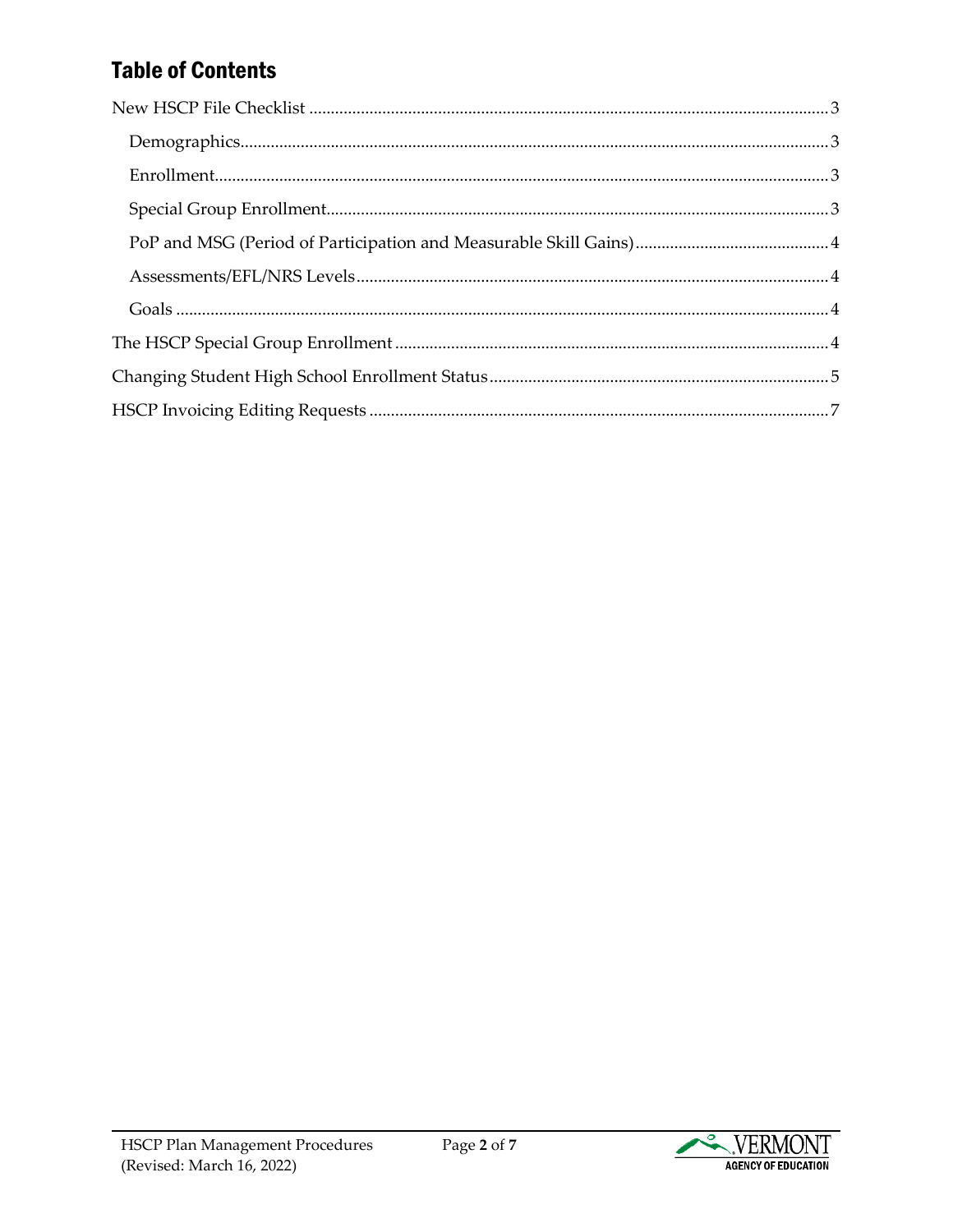## Table of Contents

- New HSCP File Checklist ........ 3
  - Demographics ........ 3
  - Enrollment ........ 3
  - Special Group Enrollment ........ 3
  - PoP and MSG (Period of Participation and Measurable Skill Gains) ........ 4
  - Assessments/EFL/NRS Levels ........ 4
  - Goals ........ 4
- The HSCP Special Group Enrollment ........ 4
- Changing Student High School Enrollment Status ........ 5
- HSCP Invoicing Editing Requests ........ 7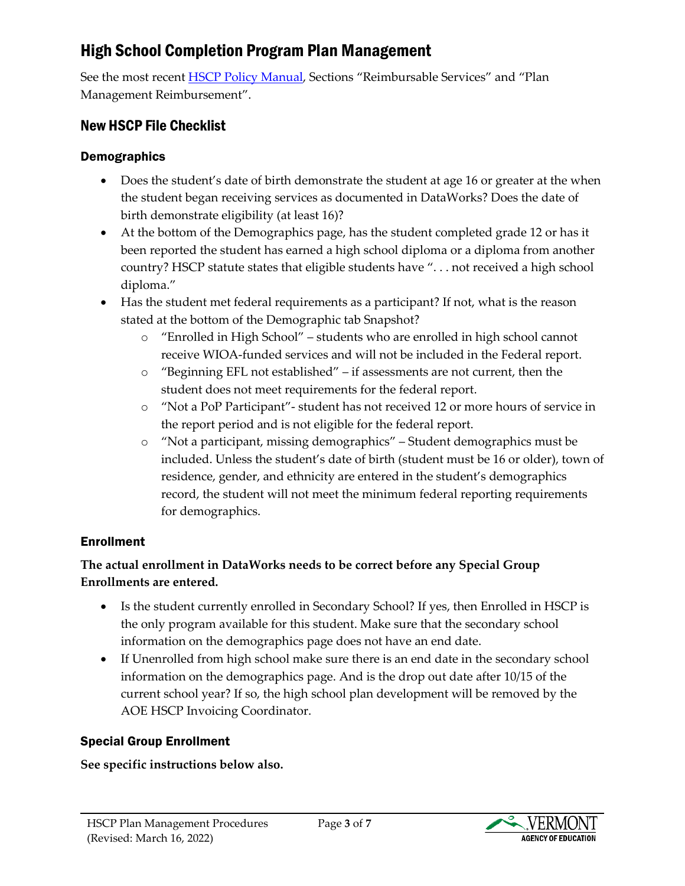# High School Completion Program Plan Management

See the most recent HSCP Policy Manual, Sections "Reimbursable Services" and "Plan Management Reimbursement".

## New HSCP File Checklist

### Demographics

- Does the student's date of birth demonstrate the student at age 16 or greater at the when the student began receiving services as documented in DataWorks? Does the date of birth demonstrate eligibility (at least 16)?
- At the bottom of the Demographics page, has the student completed grade 12 or has it been reported the student has earned a high school diploma or a diploma from another country? HSCP statute states that eligible students have ". . . not received a high school diploma."
- Has the student met federal requirements as a participant? If not, what is the reason stated at the bottom of the Demographic tab Snapshot?
    - "Enrolled in High School" – students who are enrolled in high school cannot receive WIOA-funded services and will not be included in the Federal report.
    - "Beginning EFL not established" – if assessments are not current, then the student does not meet requirements for the federal report.
    - "Not a PoP Participant"- student has not received 12 or more hours of service in the report period and is not eligible for the federal report.
    - "Not a participant, missing demographics" – Student demographics must be included. Unless the student's date of birth (student must be 16 or older), town of residence, gender, and ethnicity are entered in the student's demographics record, the student will not meet the minimum federal reporting requirements for demographics.

### Enrollment

**The actual enrollment in DataWorks needs to be correct before any Special Group Enrollments are entered.**

- Is the student currently enrolled in Secondary School? If yes, then Enrolled in HSCP is the only program available for this student. Make sure that the secondary school information on the demographics page does not have an end date.
- If Unenrolled from high school make sure there is an end date in the secondary school information on the demographics page. And is the drop out date after 10/15 of the current school year? If so, the high school plan development will be removed by the AOE HSCP Invoicing Coordinator.

### Special Group Enrollment

**See specific instructions below also.**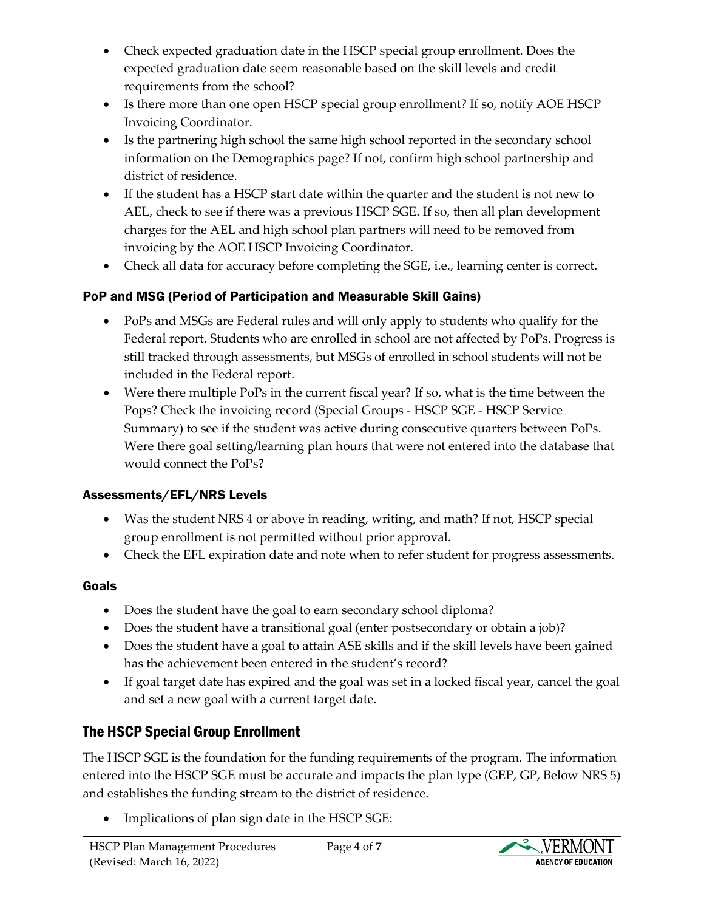- Check expected graduation date in the HSCP special group enrollment. Does the expected graduation date seem reasonable based on the skill levels and credit requirements from the school?
- Is there more than one open HSCP special group enrollment? If so, notify AOE HSCP Invoicing Coordinator.
- Is the partnering high school the same high school reported in the secondary school information on the Demographics page? If not, confirm high school partnership and district of residence.
- If the student has a HSCP start date within the quarter and the student is not new to AEL, check to see if there was a previous HSCP SGE. If so, then all plan development charges for the AEL and high school plan partners will need to be removed from invoicing by the AOE HSCP Invoicing Coordinator.
- Check all data for accuracy before completing the SGE, i.e., learning center is correct.

### PoP and MSG (Period of Participation and Measurable Skill Gains)

- PoPs and MSGs are Federal rules and will only apply to students who qualify for the Federal report. Students who are enrolled in school are not affected by PoPs. Progress is still tracked through assessments, but MSGs of enrolled in school students will not be included in the Federal report.
- Were there multiple PoPs in the current fiscal year? If so, what is the time between the Pops? Check the invoicing record (Special Groups - HSCP SGE - HSCP Service Summary) to see if the student was active during consecutive quarters between PoPs. Were there goal setting/learning plan hours that were not entered into the database that would connect the PoPs?

### Assessments/EFL/NRS Levels

- Was the student NRS 4 or above in reading, writing, and math? If not, HSCP special group enrollment is not permitted without prior approval.
- Check the EFL expiration date and note when to refer student for progress assessments.

### Goals

- Does the student have the goal to earn secondary school diploma?
- Does the student have a transitional goal (enter postsecondary or obtain a job)?
- Does the student have a goal to attain ASE skills and if the skill levels have been gained has the achievement been entered in the student's record?
- If goal target date has expired and the goal was set in a locked fiscal year, cancel the goal and set a new goal with a current target date.

## The HSCP Special Group Enrollment

The HSCP SGE is the foundation for the funding requirements of the program. The information entered into the HSCP SGE must be accurate and impacts the plan type (GEP, GP, Below NRS 5) and establishes the funding stream to the district of residence.

- Implications of plan sign date in the HSCP SGE: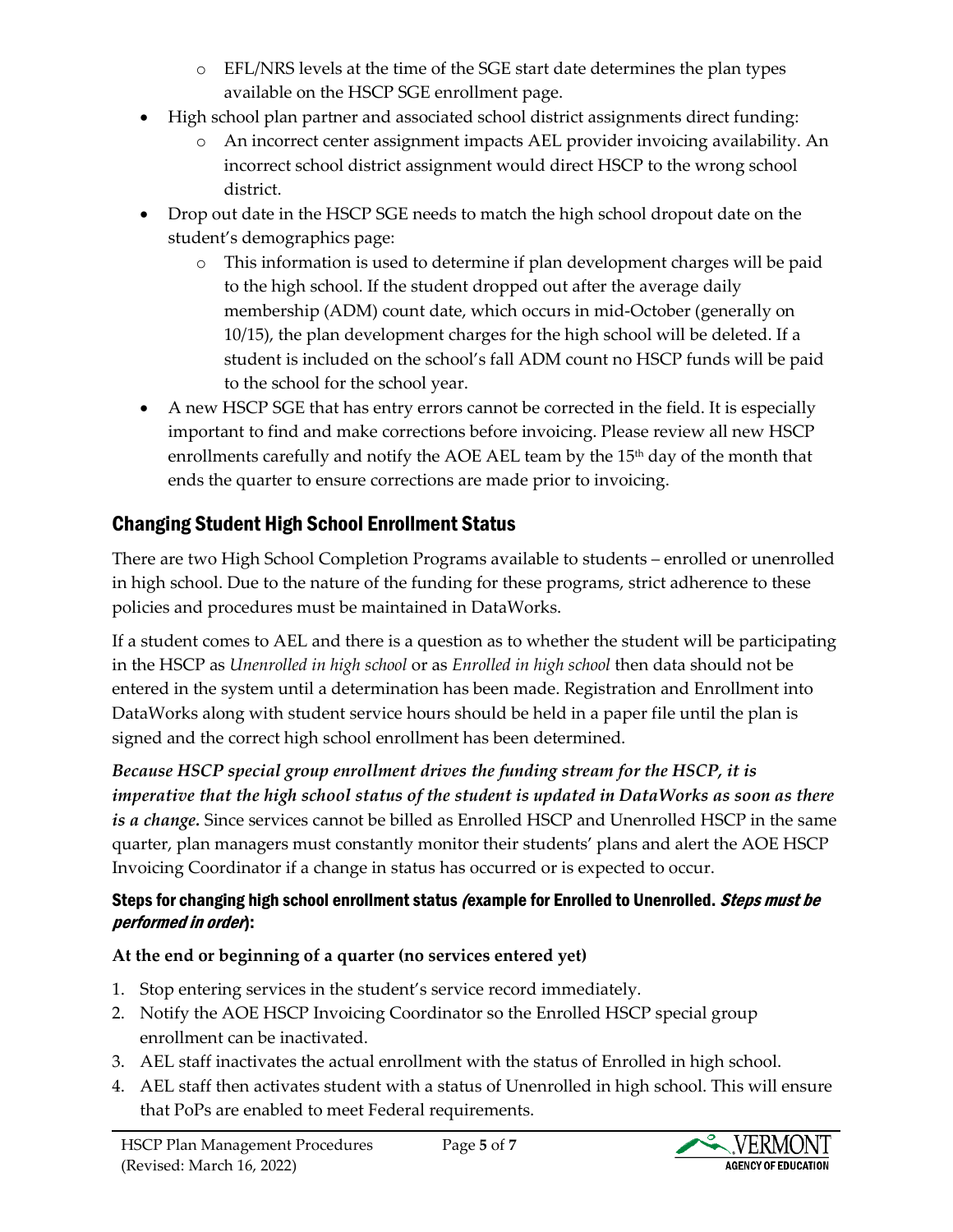- EFL/NRS levels at the time of the SGE start date determines the plan types available on the HSCP SGE enrollment page.
- High school plan partner and associated school district assignments direct funding:
    - An incorrect center assignment impacts AEL provider invoicing availability. An incorrect school district assignment would direct HSCP to the wrong school district.
- Drop out date in the HSCP SGE needs to match the high school dropout date on the student's demographics page:
    - This information is used to determine if plan development charges will be paid to the high school. If the student dropped out after the average daily membership (ADM) count date, which occurs in mid-October (generally on 10/15), the plan development charges for the high school will be deleted. If a student is included on the school's fall ADM count no HSCP funds will be paid to the school for the school year.
- A new HSCP SGE that has entry errors cannot be corrected in the field. It is especially important to find and make corrections before invoicing. Please review all new HSCP enrollments carefully and notify the AOE AEL team by the 15th day of the month that ends the quarter to ensure corrections are made prior to invoicing.

## Changing Student High School Enrollment Status

There are two High School Completion Programs available to students – enrolled or unenrolled in high school. Due to the nature of the funding for these programs, strict adherence to these policies and procedures must be maintained in DataWorks.

If a student comes to AEL and there is a question as to whether the student will be participating in the HSCP as *Unenrolled in high school* or as *Enrolled in high school* then data should not be entered in the system until a determination has been made. Registration and Enrollment into DataWorks along with student service hours should be held in a paper file until the plan is signed and the correct high school enrollment has been determined.

***Because HSCP special group enrollment drives the funding stream for the HSCP, it is imperative that the high school status of the student is updated in DataWorks as soon as there is a change.*** Since services cannot be billed as Enrolled HSCP and Unenrolled HSCP in the same quarter, plan managers must constantly monitor their students' plans and alert the AOE HSCP Invoicing Coordinator if a change in status has occurred or is expected to occur.

### Steps for changing high school enrollment status *(*example for Enrolled to Unenrolled. *Steps must be performed in order*):

**At the end or beginning of a quarter (no services entered yet)**

1. Stop entering services in the student's service record immediately.
2. Notify the AOE HSCP Invoicing Coordinator so the Enrolled HSCP special group enrollment can be inactivated.
3. AEL staff inactivates the actual enrollment with the status of Enrolled in high school.
4. AEL staff then activates student with a status of Unenrolled in high school. This will ensure that PoPs are enabled to meet Federal requirements.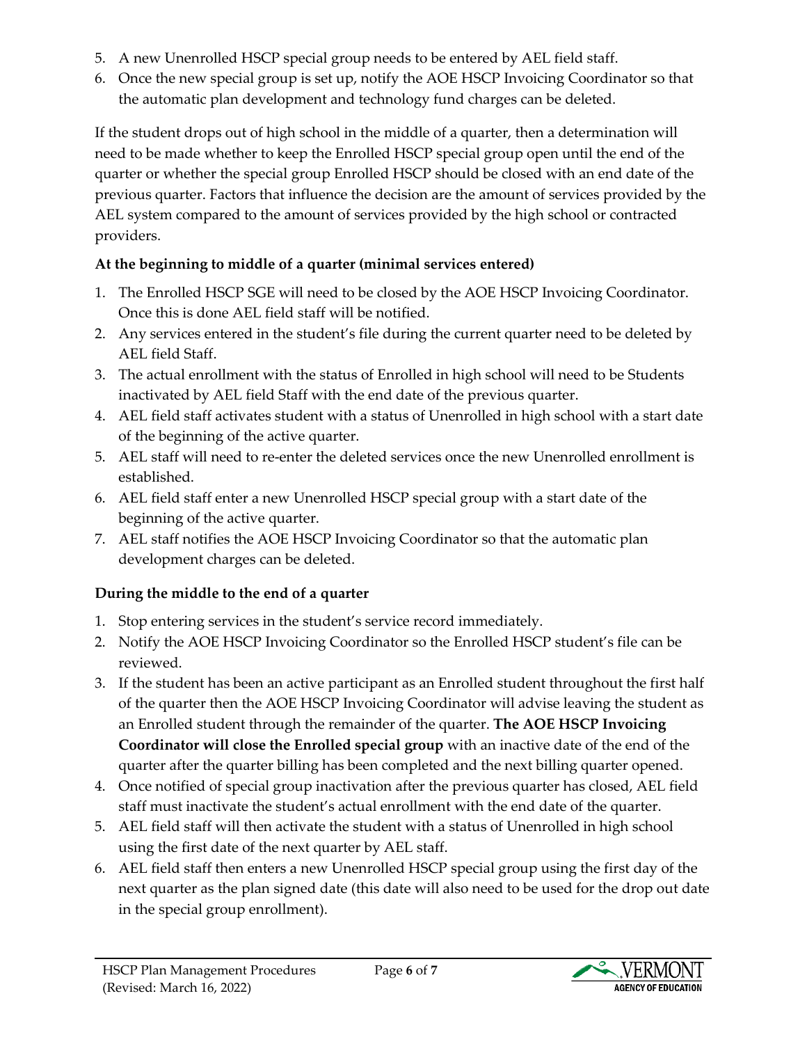5. A new Unenrolled HSCP special group needs to be entered by AEL field staff.
6. Once the new special group is set up, notify the AOE HSCP Invoicing Coordinator so that the automatic plan development and technology fund charges can be deleted.

If the student drops out of high school in the middle of a quarter, then a determination will need to be made whether to keep the Enrolled HSCP special group open until the end of the quarter or whether the special group Enrolled HSCP should be closed with an end date of the previous quarter. Factors that influence the decision are the amount of services provided by the AEL system compared to the amount of services provided by the high school or contracted providers.

**At the beginning to middle of a quarter (minimal services entered)**

1. The Enrolled HSCP SGE will need to be closed by the AOE HSCP Invoicing Coordinator. Once this is done AEL field staff will be notified.
2. Any services entered in the student's file during the current quarter need to be deleted by AEL field Staff.
3. The actual enrollment with the status of Enrolled in high school will need to be Students inactivated by AEL field Staff with the end date of the previous quarter.
4. AEL field staff activates student with a status of Unenrolled in high school with a start date of the beginning of the active quarter.
5. AEL staff will need to re-enter the deleted services once the new Unenrolled enrollment is established.
6. AEL field staff enter a new Unenrolled HSCP special group with a start date of the beginning of the active quarter.
7. AEL staff notifies the AOE HSCP Invoicing Coordinator so that the automatic plan development charges can be deleted.

**During the middle to the end of a quarter**

1. Stop entering services in the student's service record immediately.
2. Notify the AOE HSCP Invoicing Coordinator so the Enrolled HSCP student's file can be reviewed.
3. If the student has been an active participant as an Enrolled student throughout the first half of the quarter then the AOE HSCP Invoicing Coordinator will advise leaving the student as an Enrolled student through the remainder of the quarter. **The AOE HSCP Invoicing Coordinator will close the Enrolled special group** with an inactive date of the end of the quarter after the quarter billing has been completed and the next billing quarter opened.
4. Once notified of special group inactivation after the previous quarter has closed, AEL field staff must inactivate the student's actual enrollment with the end date of the quarter.
5. AEL field staff will then activate the student with a status of Unenrolled in high school using the first date of the next quarter by AEL staff.
6. AEL field staff then enters a new Unenrolled HSCP special group using the first day of the next quarter as the plan signed date (this date will also need to be used for the drop out date in the special group enrollment).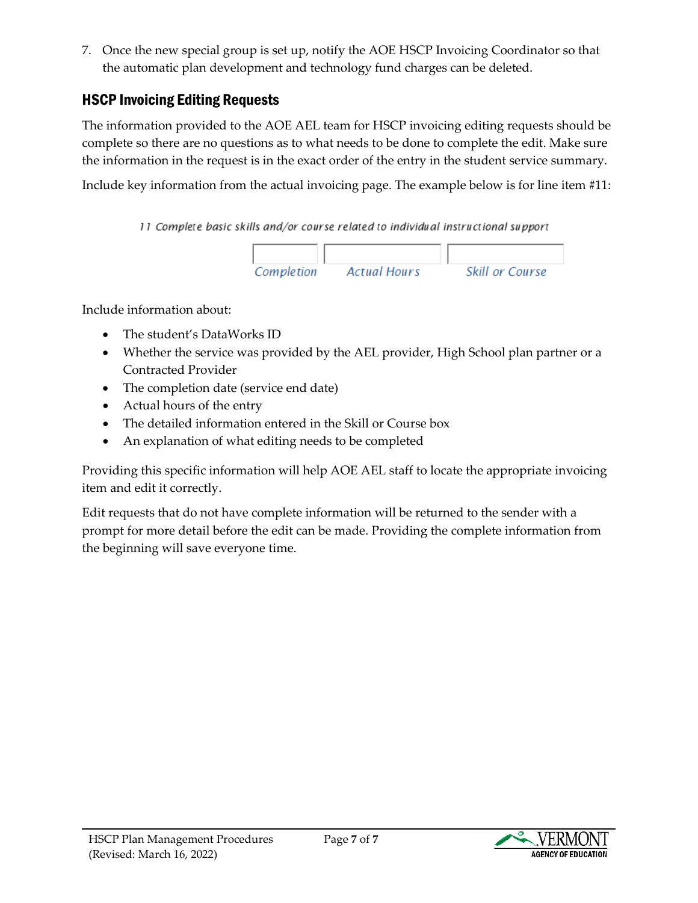7. Once the new special group is set up, notify the AOE HSCP Invoicing Coordinator so that the automatic plan development and technology fund charges can be deleted.

## HSCP Invoicing Editing Requests

The information provided to the AOE AEL team for HSCP invoicing editing requests should be complete so there are no questions as to what needs to be done to complete the edit. Make sure the information in the request is in the exact order of the entry in the student service summary.

Include key information from the actual invoicing page. The example below is for line item #11:

*11 Complete basic skills and/or course related to individual instructional support*

Completion

Actual Hours

Skill or Course

Include information about:

- The student's DataWorks ID
- Whether the service was provided by the AEL provider, High School plan partner or a Contracted Provider
- The completion date (service end date)
- Actual hours of the entry
- The detailed information entered in the Skill or Course box
- An explanation of what editing needs to be completed

Providing this specific information will help AOE AEL staff to locate the appropriate invoicing item and edit it correctly.

Edit requests that do not have complete information will be returned to the sender with a prompt for more detail before the edit can be made. Providing the complete information from the beginning will save everyone time.